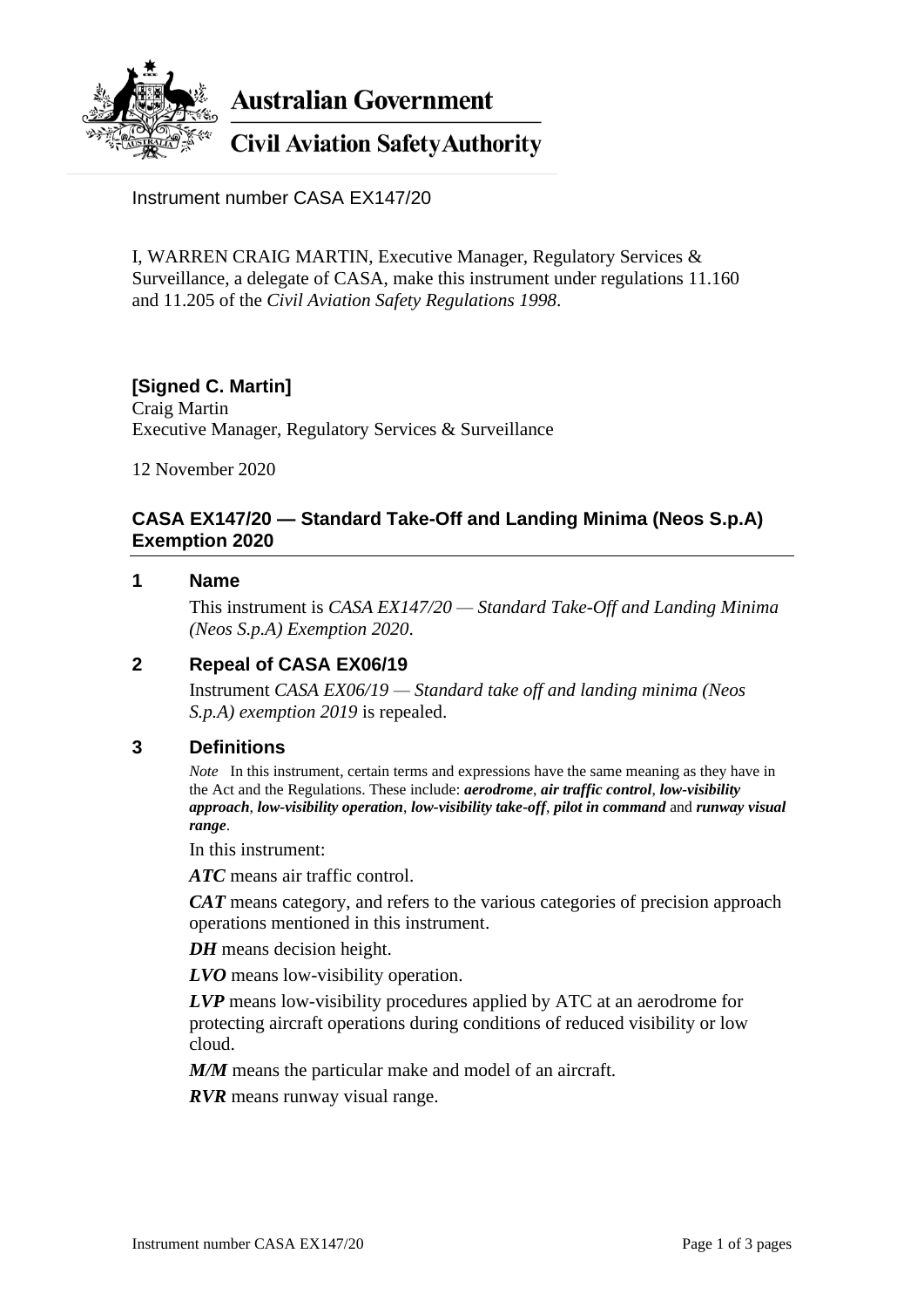**Australian Government**

**Civil Aviation Safety Authority**

Instrument number CASA EX147/20

I, WARREN CRAIG MARTIN, Executive Manager, Regulatory Services & Surveillance, a delegate of CASA, make this instrument under regulations 11.160 and 11.205 of the *Civil Aviation Safety Regulations 1998*.

**[Signed C. Martin]**
Craig Martin
Executive Manager, Regulatory Services & Surveillance

12 November 2020

## CASA EX147/20 — Standard Take-Off and Landing Minima (Neos S.p.A) Exemption 2020

### 1 Name

This instrument is *CASA EX147/20 — Standard Take-Off and Landing Minima (Neos S.p.A) Exemption 2020*.

### 2 Repeal of CASA EX06/19

Instrument *CASA EX06/19 — Standard take off and landing minima (Neos S.p.A) exemption 2019* is repealed.

### 3 Definitions

*Note* In this instrument, certain terms and expressions have the same meaning as they have in the Act and the Regulations. These include: ***aerodrome***, ***air traffic control***, ***low-visibility approach***, ***low-visibility operation***, ***low-visibility take-off***, ***pilot in command*** and ***runway visual range***.

In this instrument:

***ATC*** means air traffic control.

***CAT*** means category, and refers to the various categories of precision approach operations mentioned in this instrument.

***DH*** means decision height.

***LVO*** means low-visibility operation.

***LVP*** means low-visibility procedures applied by ATC at an aerodrome for protecting aircraft operations during conditions of reduced visibility or low cloud.

***M/M*** means the particular make and model of an aircraft.

***RVR*** means runway visual range.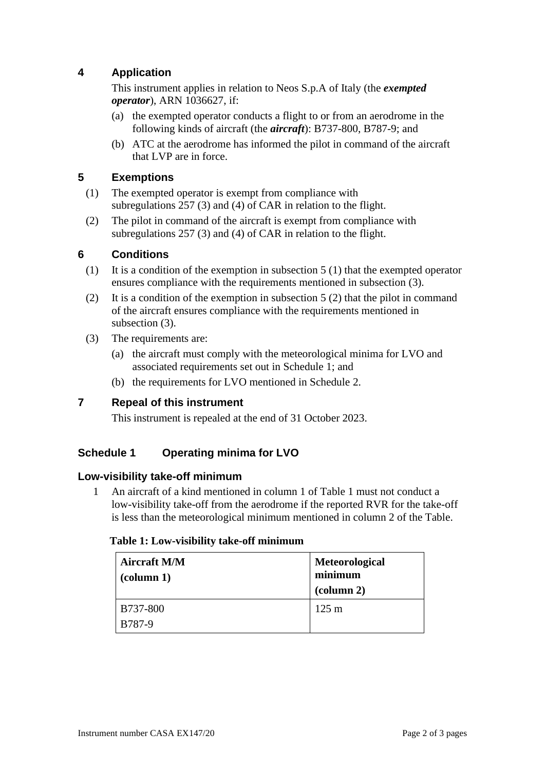## 4 Application

This instrument applies in relation to Neos S.p.A of Italy (the ***exempted operator***), ARN 1036627, if:

(a) the exempted operator conducts a flight to or from an aerodrome in the following kinds of aircraft (the ***aircraft***): B737-800, B787-9; and

(b) ATC at the aerodrome has informed the pilot in command of the aircraft that LVP are in force.

## 5 Exemptions

(1) The exempted operator is exempt from compliance with subregulations 257 (3) and (4) of CAR in relation to the flight.

(2) The pilot in command of the aircraft is exempt from compliance with subregulations 257 (3) and (4) of CAR in relation to the flight.

## 6 Conditions

(1) It is a condition of the exemption in subsection 5 (1) that the exempted operator ensures compliance with the requirements mentioned in subsection (3).

(2) It is a condition of the exemption in subsection 5 (2) that the pilot in command of the aircraft ensures compliance with the requirements mentioned in subsection (3).

(3) The requirements are:

(a) the aircraft must comply with the meteorological minima for LVO and associated requirements set out in Schedule 1; and

(b) the requirements for LVO mentioned in Schedule 2.

## 7 Repeal of this instrument

This instrument is repealed at the end of 31 October 2023.

## Schedule 1 Operating minima for LVO

### Low-visibility take-off minimum

1 An aircraft of a kind mentioned in column 1 of Table 1 must not conduct a low-visibility take-off from the aerodrome if the reported RVR for the take-off is less than the meteorological minimum mentioned in column 2 of the Table.

**Table 1: Low-visibility take-off minimum**

| Aircraft M/M (column 1) | Meteorological minimum (column 2) |
|---|---|
| B737-800<br>B787-9 | 125 m |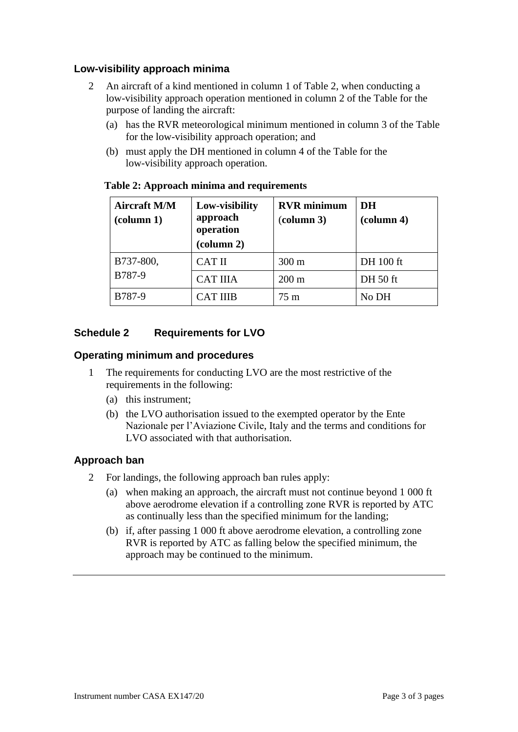## Low-visibility approach minima

2 An aircraft of a kind mentioned in column 1 of Table 2, when conducting a low-visibility approach operation mentioned in column 2 of the Table for the purpose of landing the aircraft:

(a) has the RVR meteorological minimum mentioned in column 3 of the Table for the low-visibility approach operation; and

(b) must apply the DH mentioned in column 4 of the Table for the low-visibility approach operation.

**Table 2: Approach minima and requirements**

| **Aircraft M/M (column 1)** | **Low-visibility approach operation (column 2)** | **RVR minimum (column 3)** | **DH (column 4)** |
|---|---|---|---|
| B737-800, B787-9 | CAT II | 300 m | DH 100 ft |
| | CAT IIIA | 200 m | DH 50 ft |
| B787-9 | CAT IIIB | 75 m | No DH |

## Schedule 2 Requirements for LVO

### Operating minimum and procedures

1 The requirements for conducting LVO are the most restrictive of the requirements in the following:

(a) this instrument;

(b) the LVO authorisation issued to the exempted operator by the Ente Nazionale per l'Aviazione Civile, Italy and the terms and conditions for LVO associated with that authorisation.

### Approach ban

2 For landings, the following approach ban rules apply:

(a) when making an approach, the aircraft must not continue beyond 1 000 ft above aerodrome elevation if a controlling zone RVR is reported by ATC as continually less than the specified minimum for the landing;

(b) if, after passing 1 000 ft above aerodrome elevation, a controlling zone RVR is reported by ATC as falling below the specified minimum, the approach may be continued to the minimum.